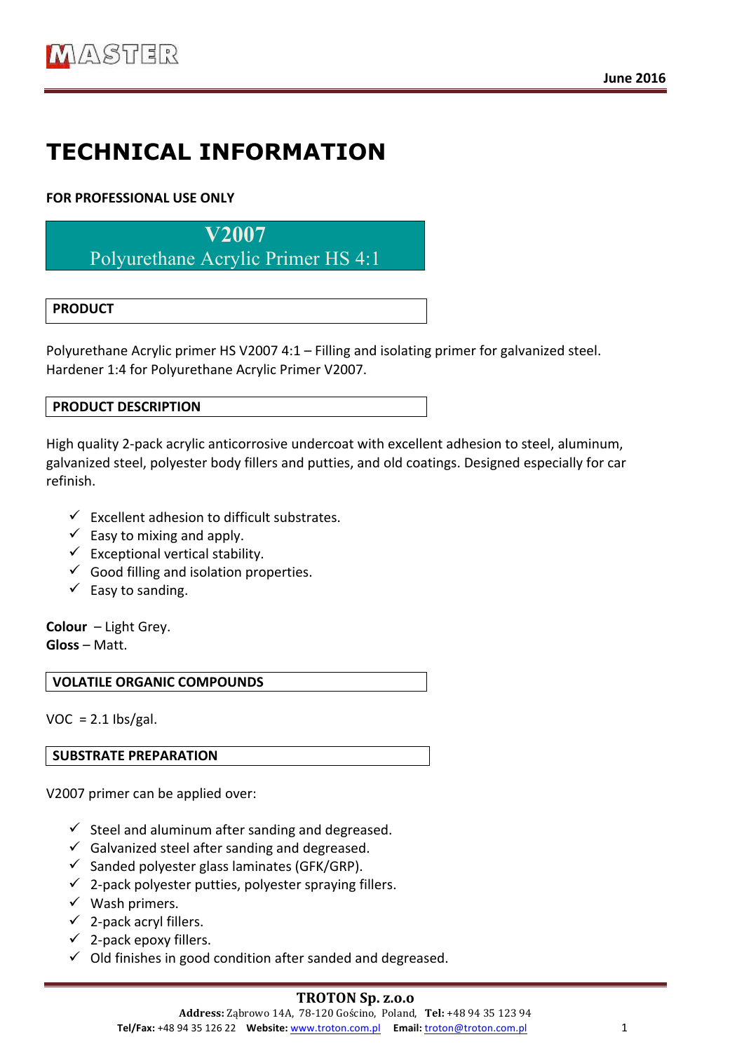June 2016

# TECHNICAL INFORMATION

**FOR PROFESSIONAL USE ONLY**

## V2007
## Polyurethane Acrylic Primer HS 4:1

### PRODUCT

Polyurethane Acrylic primer HS V2007 4:1 – Filling and isolating primer for galvanized steel. Hardener 1:4 for Polyurethane Acrylic Primer V2007.

### PRODUCT DESCRIPTION

High quality 2-pack acrylic anticorrosive undercoat with excellent adhesion to steel, aluminum, galvanized steel, polyester body fillers and putties, and old coatings. Designed especially for car refinish.

- ✓ Excellent adhesion to difficult substrates.
- ✓ Easy to mixing and apply.
- ✓ Exceptional vertical stability.
- ✓ Good filling and isolation properties.
- ✓ Easy to sanding.

**Colour** – Light Grey.
**Gloss** – Matt.

### VOLATILE ORGANIC COMPOUNDS

VOC = 2.1 lbs/gal.

### SUBSTRATE PREPARATION

V2007 primer can be applied over:

- ✓ Steel and aluminum after sanding and degreased.
- ✓ Galvanized steel after sanding and degreased.
- ✓ Sanded polyester glass laminates (GFK/GRP).
- ✓ 2-pack polyester putties, polyester spraying fillers.
- ✓ Wash primers.
- ✓ 2-pack acryl fillers.
- ✓ 2-pack epoxy fillers.
- ✓ Old finishes in good condition after sanded and degreased.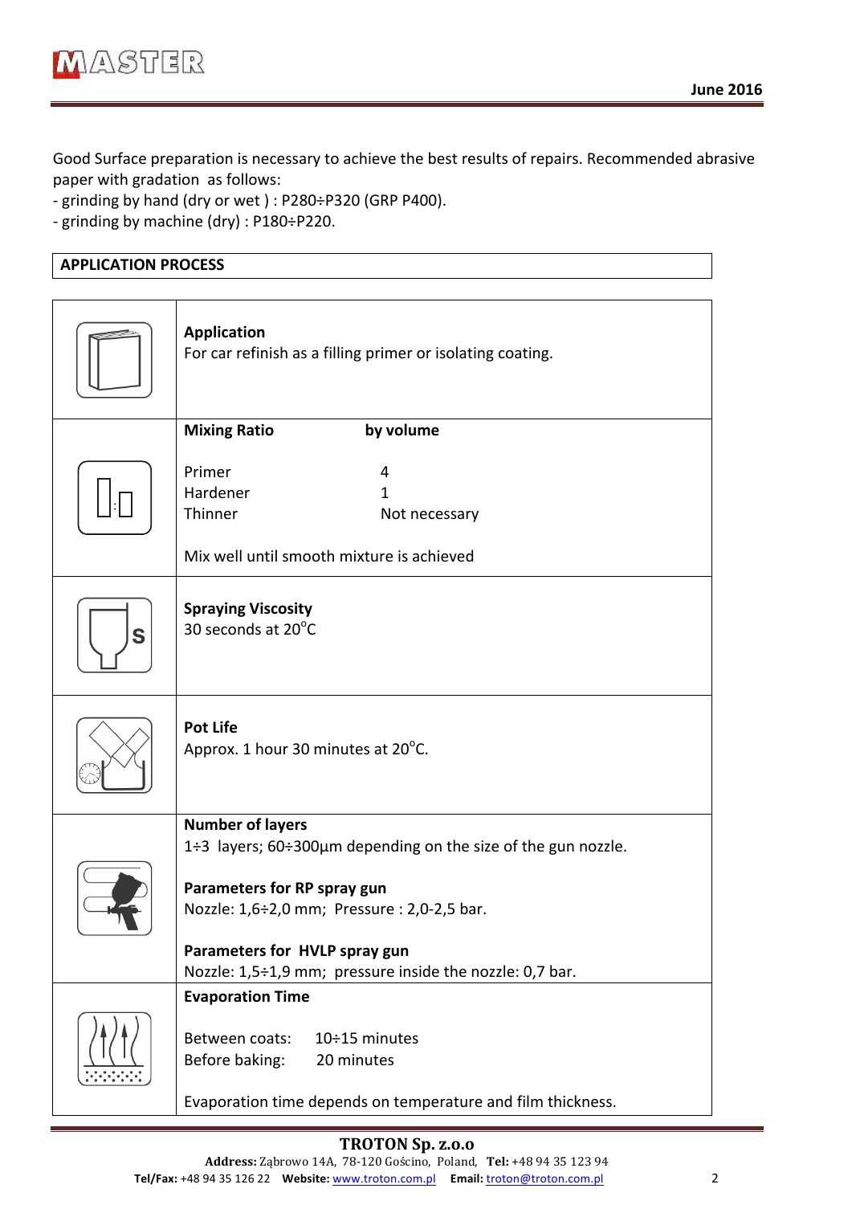Good Surface preparation is necessary to achieve the best results of repairs. Recommended abrasive paper with gradation as follows:
- grinding by hand (dry or wet ) : P280÷P320 (GRP P400).
- grinding by machine (dry) : P180÷P220.

## APPLICATION PROCESS

| | |
|---|---|
| | **Application**<br>For car refinish as a filling primer or isolating coating. |
| | **Mixing Ratio** **by volume**<br><br>Primer 4<br>Hardener 1<br>Thinner Not necessary<br><br>Mix well until smooth mixture is achieved |
| | **Spraying Viscosity**<br>30 seconds at 20°C |
| | **Pot Life**<br>Approx. 1 hour 30 minutes at 20°C. |
| | **Number of layers**<br>1÷3 layers; 60÷300µm depending on the size of the gun nozzle.<br><br>**Parameters for RP spray gun**<br>Nozzle: 1,6÷2,0 mm; Pressure : 2,0-2,5 bar.<br><br>**Parameters for HVLP spray gun**<br>Nozzle: 1,5÷1,9 mm; pressure inside the nozzle: 0,7 bar. |
| | **Evaporation Time**<br><br>Between coats: 10÷15 minutes<br>Before baking: 20 minutes<br><br>Evaporation time depends on temperature and film thickness. |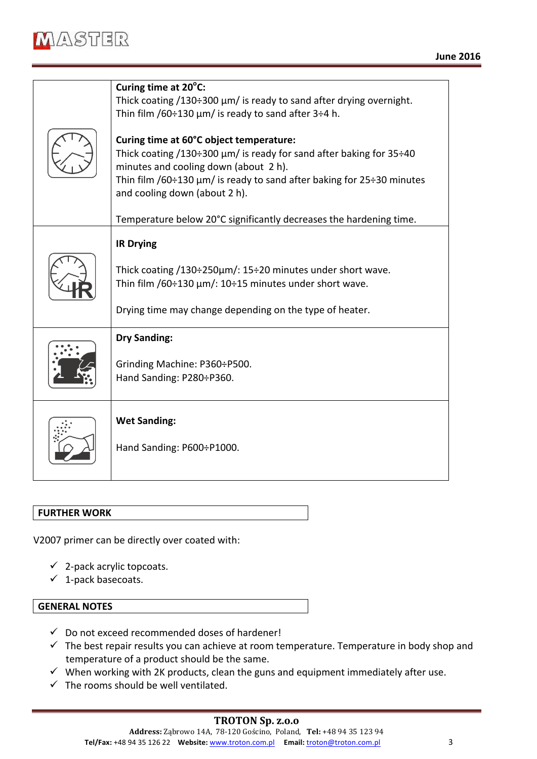| | |
|---|---|
| | **Curing time at 20°C:**<br>Thick coating /130÷300 µm/ is ready to sand after drying overnight.<br>Thin film /60÷130 µm/ is ready to sand after 3÷4 h.<br><br>**Curing time at 60°C object temperature:**<br>Thick coating /130÷300 µm/ is ready for sand after baking for 35÷40 minutes and cooling down (about 2 h).<br>Thin film /60÷130 µm/ is ready to sand after baking for 25÷30 minutes and cooling down (about 2 h).<br><br>Temperature below 20°C significantly decreases the hardening time. |
| | **IR Drying**<br><br>Thick coating /130÷250µm/: 15÷20 minutes under short wave.<br>Thin film /60÷130 µm/: 10÷15 minutes under short wave.<br><br>Drying time may change depending on the type of heater. |
| | **Dry Sanding:**<br><br>Grinding Machine: P360÷P500.<br>Hand Sanding: P280÷P360. |
| | **Wet Sanding:**<br><br>Hand Sanding: P600÷P1000. |

## FURTHER WORK

V2007 primer can be directly over coated with:

- ✓ 2-pack acrylic topcoats.
- ✓ 1-pack basecoats.

## GENERAL NOTES

- ✓ Do not exceed recommended doses of hardener!
- ✓ The best repair results you can achieve at room temperature. Temperature in body shop and temperature of a product should be the same.
- ✓ When working with 2K products, clean the guns and equipment immediately after use.
- ✓ The rooms should be well ventilated.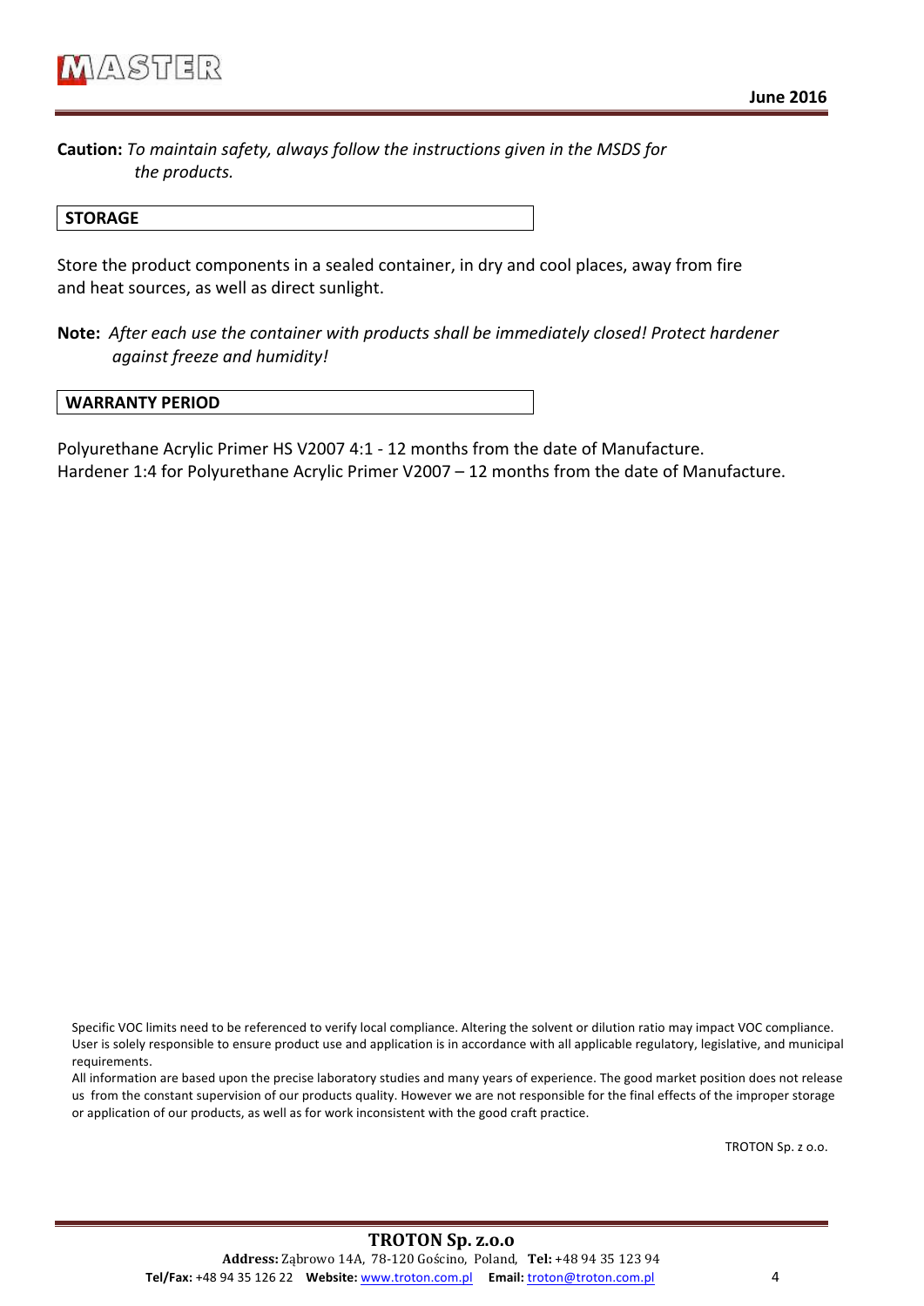**Caution:** *To maintain safety, always follow the instructions given in the MSDS for the products.*

## STORAGE

Store the product components in a sealed container, in dry and cool places, away from fire and heat sources, as well as direct sunlight.

**Note:** *After each use the container with products shall be immediately closed! Protect hardener against freeze and humidity!*

## WARRANTY PERIOD

Polyurethane Acrylic Primer HS V2007 4:1 - 12 months from the date of Manufacture.
Hardener 1:4 for Polyurethane Acrylic Primer V2007 – 12 months from the date of Manufacture.

Specific VOC limits need to be referenced to verify local compliance. Altering the solvent or dilution ratio may impact VOC compliance. User is solely responsible to ensure product use and application is in accordance with all applicable regulatory, legislative, and municipal requirements.

All information are based upon the precise laboratory studies and many years of experience. The good market position does not release us from the constant supervision of our products quality. However we are not responsible for the final effects of the improper storage or application of our products, as well as for work inconsistent with the good craft practice.

TROTON Sp. z o.o.

**TROTON Sp. z.o.o**
**Address:** Ząbrowo 14A, 78-120 Gościno, Poland, **Tel:** +48 94 35 123 94
**Tel/Fax:** +48 94 35 126 22 **Website:** www.troton.com.pl **Email:** troton@troton.com.pl